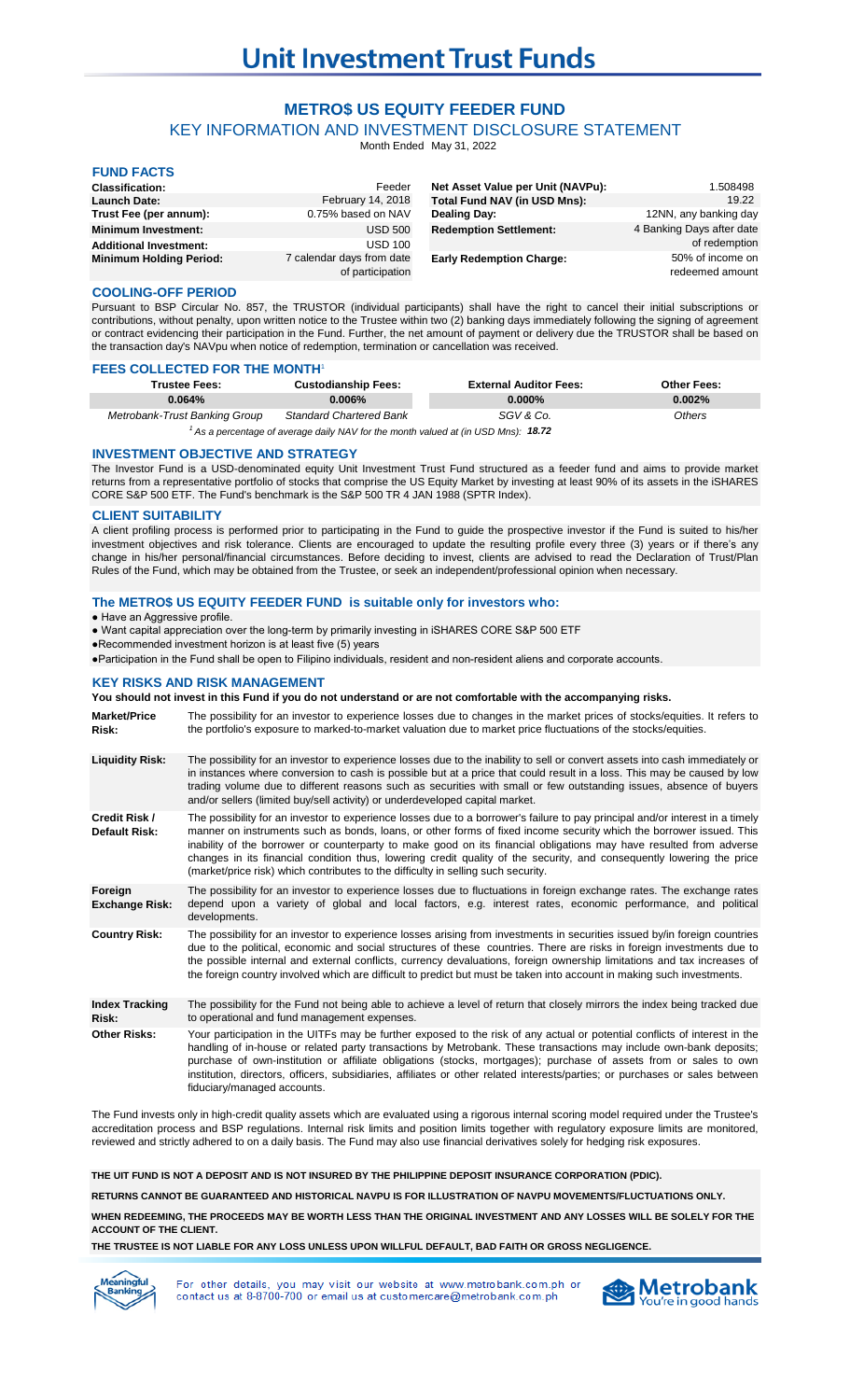# Unit Investment Trust Funds

## METRO$ US EQUITY FEEDER FUND

### KEY INFORMATION AND INVESTMENT DISCLOSURE STATEMENT

Month Ended May 31, 2022

### FUND FACTS

| | | | |
|---|---|---|---|
| **Classification:** | Feeder | **Net Asset Value per Unit (NAVPu):** | 1.508498 |
| **Launch Date:** | February 14, 2018 | **Total Fund NAV (in USD Mns):** | 19.22 |
| **Trust Fee (per annum):** | 0.75% based on NAV | **Dealing Day:** | 12NN, any banking day |
| **Minimum Investment:** | USD 500 | **Redemption Settlement:** | 4 Banking Days after date of redemption |
| **Additional Investment:** | USD 100 | | |
| **Minimum Holding Period:** | 7 calendar days from date of participation | **Early Redemption Charge:** | 50% of income on redeemed amount |

### COOLING-OFF PERIOD

Pursuant to BSP Circular No. 857, the TRUSTOR (individual participants) shall have the right to cancel their initial subscriptions or contributions, without penalty, upon written notice to the Trustee within two (2) banking days immediately following the signing of agreement or contract evidencing their participation in the Fund. Further, the net amount of payment or delivery due the TRUSTOR shall be based on the transaction day's NAVpu when notice of redemption, termination or cancellation was received.

### FEES COLLECTED FOR THE MONTH[1]

| Trustee Fees: | Custodianship Fees: | External Auditor Fees: | Other Fees: |
|---|---|---|---|
| 0.064% | 0.006% | 0.000% | 0.002% |
| *Metrobank-Trust Banking Group* | *Standard Chartered Bank* | *SGV & Co.* | *Others* |

*[1] As a percentage of average daily NAV for the month valued at (in USD Mns):* ***18.72***

### INVESTMENT OBJECTIVE AND STRATEGY

The Investor Fund is a USD-denominated equity Unit Investment Trust Fund structured as a feeder fund and aims to provide market returns from a representative portfolio of stocks that comprise the US Equity Market by investing at least 90% of its assets in the iSHARES CORE S&P 500 ETF. The Fund's benchmark is the S&P 500 TR 4 JAN 1988 (SPTR Index).

### CLIENT SUITABILITY

A client profiling process is performed prior to participating in the Fund to guide the prospective investor if the Fund is suited to his/her investment objectives and risk tolerance. Clients are encouraged to update the resulting profile every three (3) years or if there's any change in his/her personal/financial circumstances. Before deciding to invest, clients are advised to read the Declaration of Trust/Plan Rules of the Fund, which may be obtained from the Trustee, or seek an independent/professional opinion when necessary.

### The METRO$ US EQUITY FEEDER FUND is suitable only for investors who:

- Have an Aggressive profile.
- Want capital appreciation over the long-term by primarily investing in iSHARES CORE S&P 500 ETF
- Recommended investment horizon is at least five (5) years
- Participation in the Fund shall be open to Filipino individuals, resident and non-resident aliens and corporate accounts.

### KEY RISKS AND RISK MANAGEMENT

**You should not invest in this Fund if you do not understand or are not comfortable with the accompanying risks.**

**Market/Price Risk:** The possibility for an investor to experience losses due to changes in the market prices of stocks/equities. It refers to the portfolio's exposure to marked-to-market valuation due to market price fluctuations of the stocks/equities.

**Liquidity Risk:** The possibility for an investor to experience losses due to the inability to sell or convert assets into cash immediately or in instances where conversion to cash is possible but at a price that could result in a loss. This may be caused by low trading volume due to different reasons such as securities with small or few outstanding issues, absence of buyers and/or sellers (limited buy/sell activity) or underdeveloped capital market.

**Credit Risk / Default Risk:** The possibility for an investor to experience losses due to a borrower's failure to pay principal and/or interest in a timely manner on instruments such as bonds, loans, or other forms of fixed income security which the borrower issued. This inability of the borrower or counterparty to make good on its financial obligations may have resulted from adverse changes in its financial condition thus, lowering credit quality of the security, and consequently lowering the price (market/price risk) which contributes to the difficulty in selling such security.

**Foreign Exchange Risk:** The possibility for an investor to experience losses due to fluctuations in foreign exchange rates. The exchange rates depend upon a variety of global and local factors, e.g. interest rates, economic performance, and political developments.

**Country Risk:** The possibility for an investor to experience losses arising from investments in securities issued by/in foreign countries due to the political, economic and social structures of these countries. There are risks in foreign investments due to the possible internal and external conflicts, currency devaluations, foreign ownership limitations and tax increases of the foreign country involved which are difficult to predict but must be taken into account in making such investments.

**Index Tracking Risk:** The possibility for the Fund not being able to achieve a level of return that closely mirrors the index being tracked due to operational and fund management expenses.

**Other Risks:** Your participation in the UITFs may be further exposed to the risk of any actual or potential conflicts of interest in the handling of in-house or related party transactions by Metrobank. These transactions may include own-bank deposits; purchase of own-institution or affiliate obligations (stocks, mortgages); purchase of assets from or sales to own institution, directors, officers, subsidiaries, affiliates or other related interests/parties; or purchases or sales between fiduciary/managed accounts.

The Fund invests only in high-credit quality assets which are evaluated using a rigorous internal scoring model required under the Trustee's accreditation process and BSP regulations. Internal risk limits and position limits together with regulatory exposure limits are monitored, reviewed and strictly adhered to on a daily basis. The Fund may also use financial derivatives solely for hedging risk exposures.

**THE UIT FUND IS NOT A DEPOSIT AND IS NOT INSURED BY THE PHILIPPINE DEPOSIT INSURANCE CORPORATION (PDIC).**

**RETURNS CANNOT BE GUARANTEED AND HISTORICAL NAVPU IS FOR ILLUSTRATION OF NAVPU MOVEMENTS/FLUCTUATIONS ONLY.**

**WHEN REDEEMING, THE PROCEEDS MAY BE WORTH LESS THAN THE ORIGINAL INVESTMENT AND ANY LOSSES WILL BE SOLELY FOR THE ACCOUNT OF THE CLIENT.**

**THE TRUSTEE IS NOT LIABLE FOR ANY LOSS UNLESS UPON WILLFUL DEFAULT, BAD FAITH OR GROSS NEGLIGENCE.**

For other details, you may visit our website at www.metrobank.com.ph or contact us at 8-8700-700 or email us at customercare@metrobank.com.ph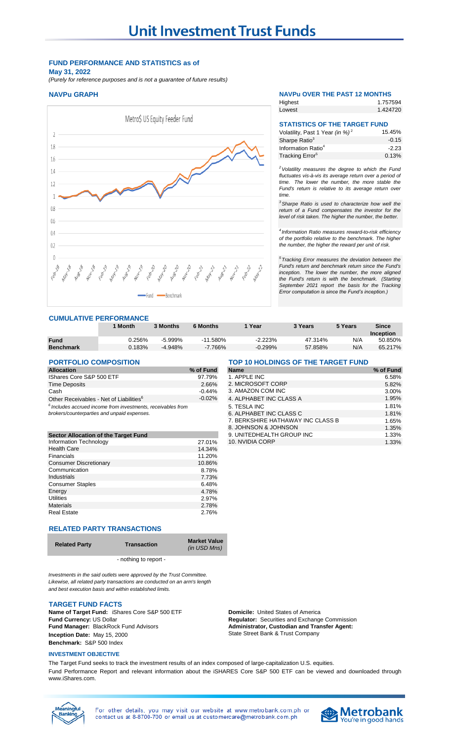# Unit Investment Trust Funds

**FUND PERFORMANCE AND STATISTICS as of**
**May 31, 2022**
*(Purely for reference purposes and is not a guarantee of future results)*

### NAVPu GRAPH

Metro$ US Equity Feeder Fund

Fund — Benchmark

### NAVPu OVER THE PAST 12 MONTHS

| | |
|---|---|
| Highest | 1.757594 |
| Lowest | 1.424720 |

### STATISTICS OF THE TARGET FUND

| | |
|---|---|
| Volatility, Past 1 Year *(in %)*[2] | 15.45% |
| Sharpe Ratio[3] | -0.15 |
| Information Ratio[4] | -2.23 |
| Tracking Error[5] | 0.13% |

*[2] Volatility measures the degree to which the Fund fluctuates vis-à-vis its average return over a period of time. The lower the number, the more stable the Fund's return is relative to its average return over time.*

*[3] Sharpe Ratio is used to characterize how well the return of a Fund compensates the investor for the level of risk taken. The higher the number, the better.*

*[4] Information Ratio measures reward-to-risk efficiency of the portfolio relative to the benchmark. The higher the number, the higher the reward per unit of risk.*

*[5] Tracking Error measures the deviation between the Fund's return and benchmark return since the Fund's inception. The lower the number, the more aligned the Fund's return is with the benchmark. (Starting September 2021 report the basis for the Tracking Error computation is since the Fund's inception.)*

### CUMULATIVE PERFORMANCE

| | 1 Month | 3 Months | 6 Months | 1 Year | 3 Years | 5 Years | Since Inception |
|---|---|---|---|---|---|---|---|
| **Fund** | 0.256% | -5.999% | -11.580% | -2.223% | 47.314% | N/A | 50.850% |
| **Benchmark** | 0.183% | -4.948% | -7.766% | -0.299% | 57.858% | N/A | 65.217% |

### PORTFOLIO COMPOSITION

| Allocation | % of Fund |
|---|---|
| IShares Core S&P 500 ETF | 97.79% |
| Time Deposits | 2.66% |
| Cash | -0.44% |
| Other Receivables - Net of Liabilities[6] | -0.02% |

*[6] Includes accrued income from investments, receivables from brokers/counterparties and unpaid expenses.*

| Sector Allocation of the Target Fund | |
|---|---|
| Information Technology | 27.01% |
| Health Care | 14.34% |
| Financials | 11.20% |
| Consumer Discretionary | 10.86% |
| Communication | 8.78% |
| Industrials | 7.73% |
| Consumer Staples | 6.48% |
| Energy | 4.78% |
| Utilities | 2.97% |
| Materials | 2.78% |
| Real Estate | 2.76% |

### TOP 10 HOLDINGS OF THE TARGET FUND

| Name | % of Fund |
|---|---|
| 1. APPLE INC | 6.58% |
| 2. MICROSOFT CORP | 5.82% |
| 3. AMAZON COM INC | 3.00% |
| 4. ALPHABET INC CLASS A | 1.95% |
| 5. TESLA INC | 1.81% |
| 6. ALPHABET INC CLASS C | 1.81% |
| 7. BERKSHIRE HATHAWAY INC CLASS B | 1.65% |
| 8. JOHNSON & JOHNSON | 1.35% |
| 9. UNITEDHEALTH GROUP INC | 1.33% |
| 10. NVIDIA CORP | 1.33% |

### RELATED PARTY TRANSACTIONS

| Related Party | Transaction | Market Value *(in USD Mns)* |
|---|---|---|
| | - nothing to report - | |

*Investments in the said outlets were approved by the Trust Committee. Likewise, all related party transactions are conducted on an arm's length and best execution basis and within established limits.*

### TARGET FUND FACTS

**Name of Target Fund:** iShares Core S&P 500 ETF
**Fund Currency:** US Dollar
**Fund Manager:** BlackRock Fund Advisors
**Inception Date:** May 15, 2000
**Benchmark:** S&P 500 Index

**Domicile:** United States of America
**Regulator:** Securities and Exchange Commission
**Administrator, Custodian and Transfer Agent:** State Street Bank & Trust Company

### INVESTMENT OBJECTIVE

The Target Fund seeks to track the investment results of an index composed of large-capitalization U.S. equities.

Fund Performance Report and relevant information about the iSHARES Core S&P 500 ETF can be viewed and downloaded through www.iShares.com.

For other details, you may visit our website at www.metrobank.com.ph or contact us at 8-8700-700 or email us at customercare@metrobank.com.ph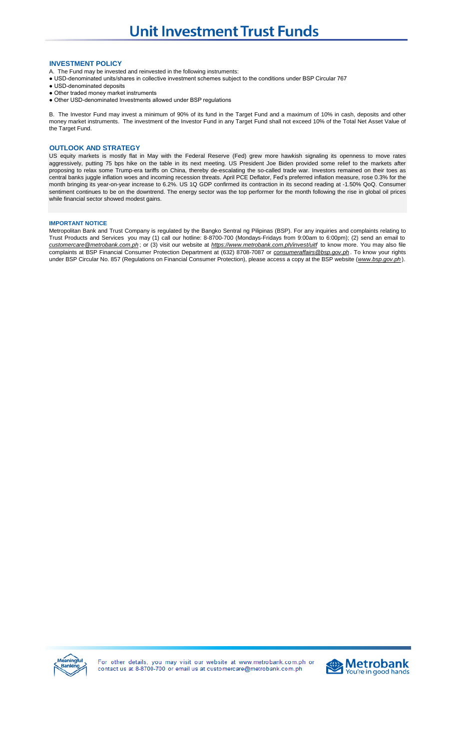# Unit Investment Trust Funds

## INVESTMENT POLICY

A. The Fund may be invested and reinvested in the following instruments:

- USD-denominated units/shares in collective investment schemes subject to the conditions under BSP Circular 767
- USD-denominated deposits
- Other traded money market instruments
- Other USD-denominated Investments allowed under BSP regulations

B. The Investor Fund may invest a minimum of 90% of its fund in the Target Fund and a maximum of 10% in cash, deposits and other money market instruments. The investment of the Investor Fund in any Target Fund shall not exceed 10% of the Total Net Asset Value of the Target Fund.

## OUTLOOK AND STRATEGY

US equity markets is mostly flat in May with the Federal Reserve (Fed) grew more hawkish signaling its openness to move rates aggressively, putting 75 bps hike on the table in its next meeting. US President Joe Biden provided some relief to the markets after proposing to relax some Trump-era tariffs on China, thereby de-escalating the so-called trade war. Investors remained on their toes as central banks juggle inflation woes and incoming recession threats. April PCE Deflator, Fed's preferred inflation measure, rose 0.3% for the month bringing its year-on-year increase to 6.2%. US 1Q GDP confirmed its contraction in its second reading at -1.50% QoQ. Consumer sentiment continues to be on the downtrend. The energy sector was the top performer for the month following the rise in global oil prices while financial sector showed modest gains.

### IMPORTANT NOTICE

Metropolitan Bank and Trust Company is regulated by the Bangko Sentral ng Pilipinas (BSP). For any inquiries and complaints relating to Trust Products and Services you may (1) call our hotline: 8-8700-700 (Mondays-Fridays from 9:00am to 6:00pm); (2) send an email to *customercare@metrobank.com.ph*; or (3) visit our website at *https://www.metrobank.com.ph/invest/uitf* to know more. You may also file complaints at BSP Financial Consumer Protection Department at (632) 8708-7087 or *consumeraffairs@bsp.gov.ph*. To know your rights under BSP Circular No. 857 (Regulations on Financial Consumer Protection), please access a copy at the BSP website (*www.bsp.gov.ph*).

For other details, you may visit our website at www.metrobank.com.ph or contact us at 8-8700-700 or email us at customercare@metrobank.com.ph